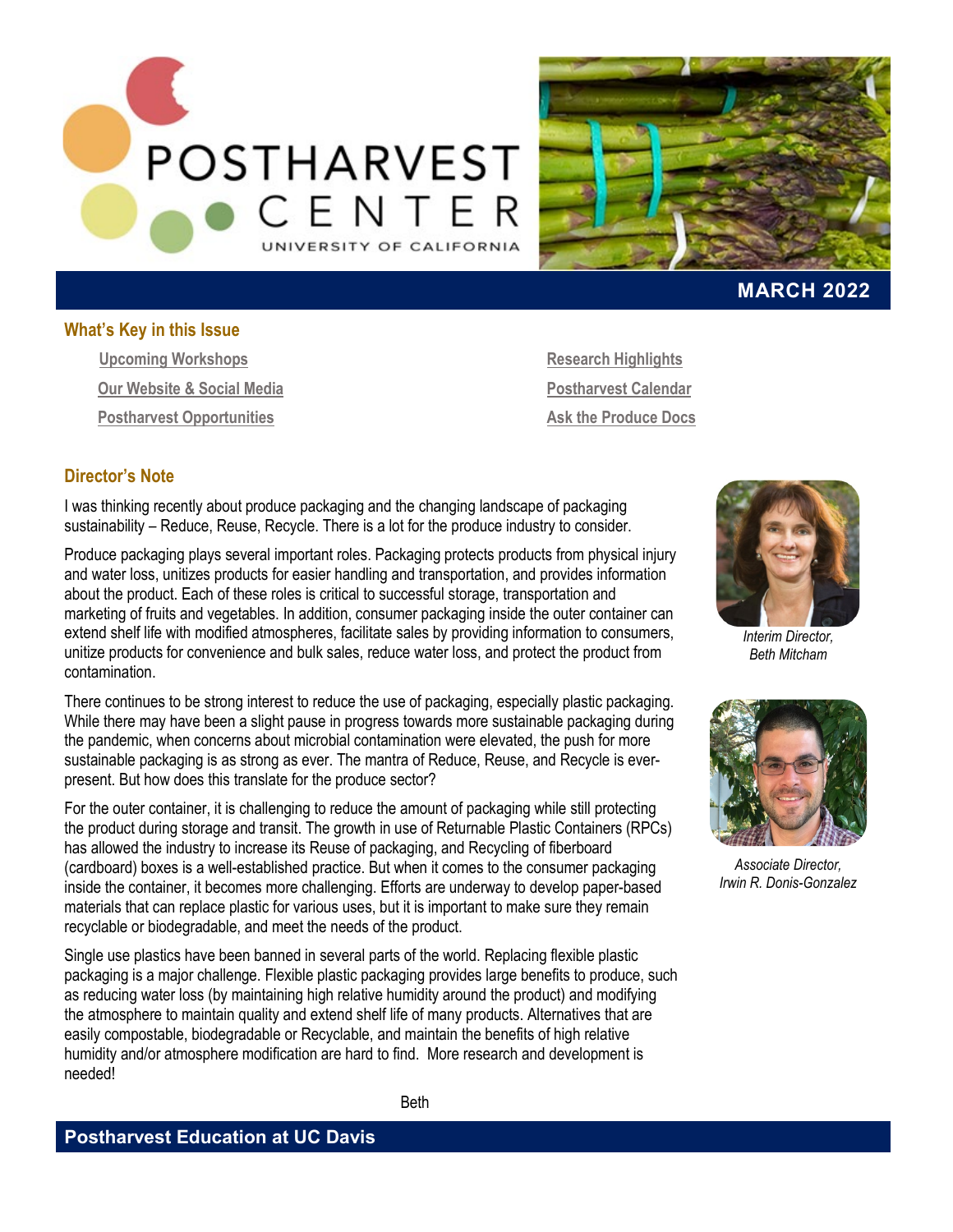# POSTHARVEST CENTER

UNIVERSITY OF CALIFORNIA

**MARCH 2022**

## What's Key in this Issue

- Upcoming Workshops
- Our Website & Social Media
- Postharvest Opportunities
- Research Highlights
- Postharvest Calendar
- Ask the Produce Docs

## Director's Note

I was thinking recently about produce packaging and the changing landscape of packaging sustainability – Reduce, Reuse, Recycle. There is a lot for the produce industry to consider.

Produce packaging plays several important roles. Packaging protects products from physical injury and water loss, unitizes products for easier handling and transportation, and provides information about the product. Each of these roles is critical to successful storage, transportation and marketing of fruits and vegetables. In addition, consumer packaging inside the outer container can extend shelf life with modified atmospheres, facilitate sales by providing information to consumers, unitize products for convenience and bulk sales, reduce water loss, and protect the product from contamination.

There continues to be strong interest to reduce the use of packaging, especially plastic packaging. While there may have been a slight pause in progress towards more sustainable packaging during the pandemic, when concerns about microbial contamination were elevated, the push for more sustainable packaging is as strong as ever. The mantra of Reduce, Reuse, and Recycle is ever-present. But how does this translate for the produce sector?

For the outer container, it is challenging to reduce the amount of packaging while still protecting the product during storage and transit. The growth in use of Returnable Plastic Containers (RPCs) has allowed the industry to increase its Reuse of packaging, and Recycling of fiberboard (cardboard) boxes is a well-established practice. But when it comes to the consumer packaging inside the container, it becomes more challenging. Efforts are underway to develop paper-based materials that can replace plastic for various uses, but it is important to make sure they remain recyclable or biodegradable, and meet the needs of the product.

Single use plastics have been banned in several parts of the world. Replacing flexible plastic packaging is a major challenge. Flexible plastic packaging provides large benefits to produce, such as reducing water loss (by maintaining high relative humidity around the product) and modifying the atmosphere to maintain quality and extend shelf life of many products. Alternatives that are easily compostable, biodegradable or Recyclable, and maintain the benefits of high relative humidity and/or atmosphere modification are hard to find. More research and development is needed!

Beth

*Interim Director, Beth Mitcham*

*Associate Director, Irwin R. Donis-Gonzalez*

## Postharvest Education at UC Davis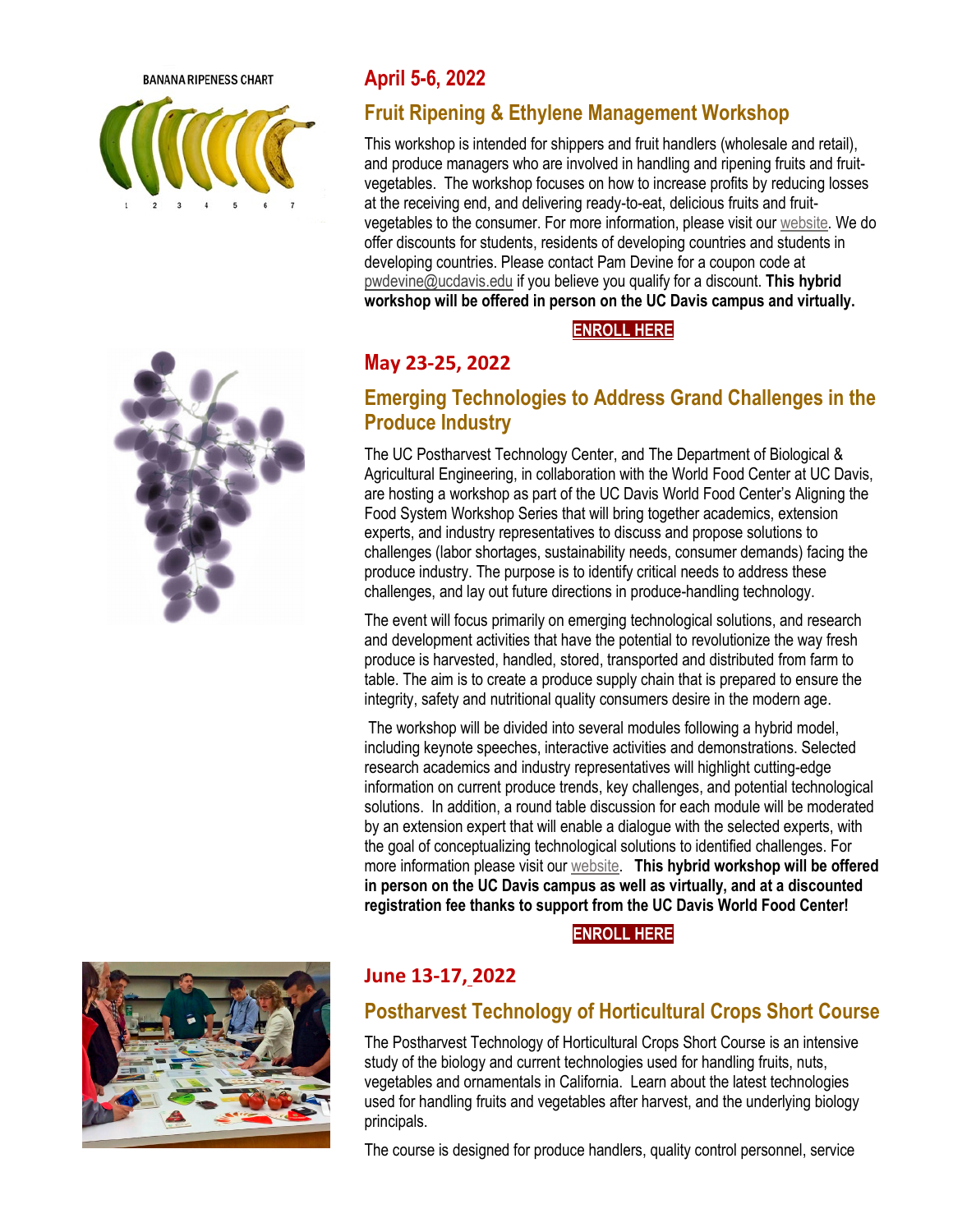BANANA RIPENESS CHART

## April 5-6, 2022

### Fruit Ripening & Ethylene Management Workshop

This workshop is intended for shippers and fruit handlers (wholesale and retail), and produce managers who are involved in handling and ripening fruits and fruit-vegetables. The workshop focuses on how to increase profits by reducing losses at the receiving end, and delivering ready-to-eat, delicious fruits and fruit-vegetables to the consumer. For more information, please visit our website. We do offer discounts for students, residents of developing countries and students in developing countries. Please contact Pam Devine for a coupon code at pwdevine@ucdavis.edu if you believe you qualify for a discount. **This hybrid workshop will be offered in person on the UC Davis campus and virtually.**

**ENROLL HERE**

## May 23-25, 2022

### Emerging Technologies to Address Grand Challenges in the Produce Industry

The UC Postharvest Technology Center, and The Department of Biological & Agricultural Engineering, in collaboration with the World Food Center at UC Davis, are hosting a workshop as part of the UC Davis World Food Center's Aligning the Food System Workshop Series that will bring together academics, extension experts, and industry representatives to discuss and propose solutions to challenges (labor shortages, sustainability needs, consumer demands) facing the produce industry. The purpose is to identify critical needs to address these challenges, and lay out future directions in produce-handling technology.

The event will focus primarily on emerging technological solutions, and research and development activities that have the potential to revolutionize the way fresh produce is harvested, handled, stored, transported and distributed from farm to table. The aim is to create a produce supply chain that is prepared to ensure the integrity, safety and nutritional quality consumers desire in the modern age.

The workshop will be divided into several modules following a hybrid model, including keynote speeches, interactive activities and demonstrations. Selected research academics and industry representatives will highlight cutting-edge information on current produce trends, key challenges, and potential technological solutions. In addition, a round table discussion for each module will be moderated by an extension expert that will enable a dialogue with the selected experts, with the goal of conceptualizing technological solutions to identified challenges. For more information please visit our website. **This hybrid workshop will be offered in person on the UC Davis campus as well as virtually, and at a discounted registration fee thanks to support from the UC Davis World Food Center!**

**ENROLL HERE**

## June 13-17, 2022

### Postharvest Technology of Horticultural Crops Short Course

The Postharvest Technology of Horticultural Crops Short Course is an intensive study of the biology and current technologies used for handling fruits, nuts, vegetables and ornamentals in California. Learn about the latest technologies used for handling fruits and vegetables after harvest, and the underlying biology principals.

The course is designed for produce handlers, quality control personnel, service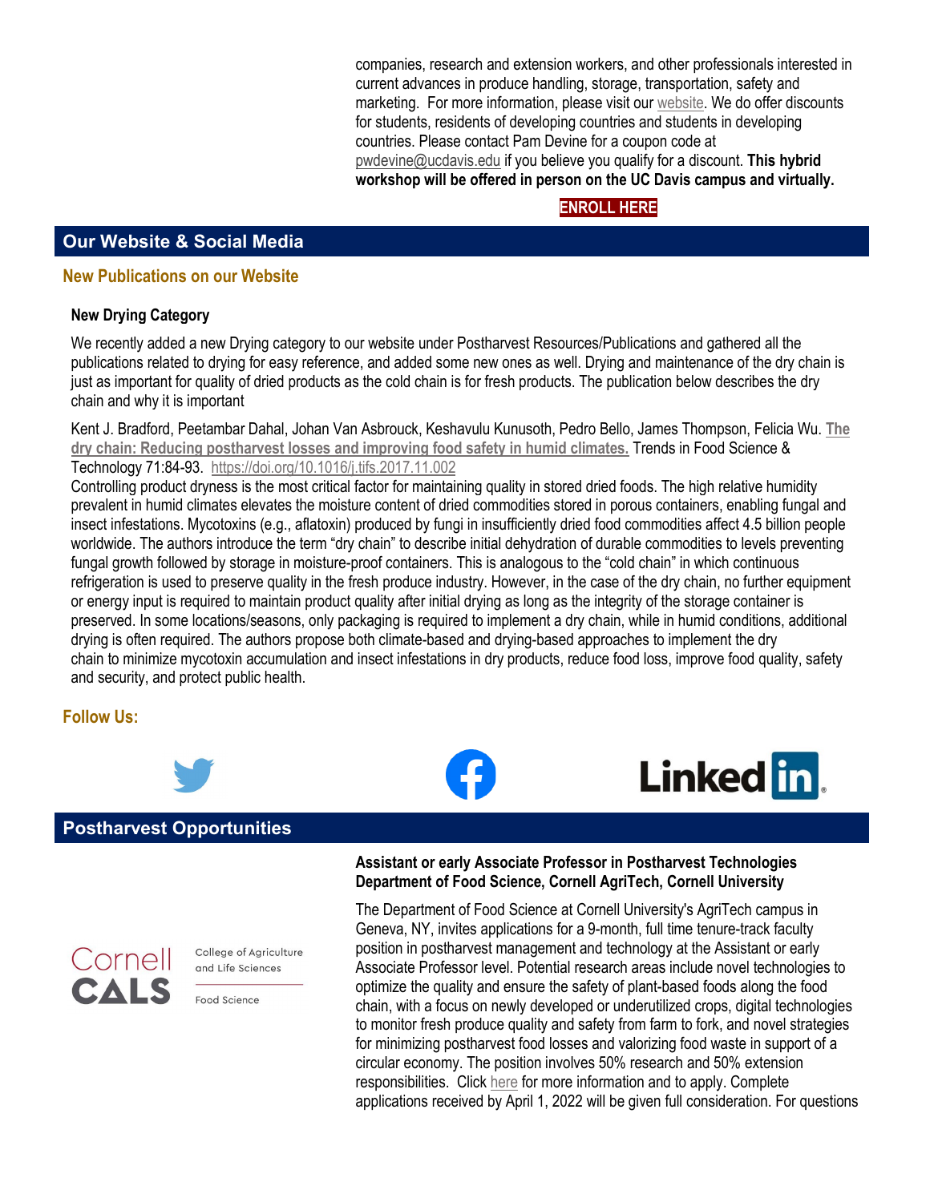companies, research and extension workers, and other professionals interested in current advances in produce handling, storage, transportation, safety and marketing.  For more information, please visit our website. We do offer discounts for students, residents of developing countries and students in developing countries. Please contact Pam Devine for a coupon code at pwdevine@ucdavis.edu if you believe you qualify for a discount. **This hybrid workshop will be offered in person on the UC Davis campus and virtually.**

**ENROLL HERE**

## Our Website & Social Media

### New Publications on our Website

**New Drying Category**

We recently added a new Drying category to our website under Postharvest Resources/Publications and gathered all the publications related to drying for easy reference, and added some new ones as well. Drying and maintenance of the dry chain is just as important for quality of dried products as the cold chain is for fresh products. The publication below describes the dry chain and why it is important

Kent J. Bradford, Peetambar Dahal, Johan Van Asbrouck, Keshavulu Kunusoth, Pedro Bello, James Thompson, Felicia Wu. **The dry chain: Reducing postharvest losses and improving food safety in humid climates.** Trends in Food Science & Technology 71:84-93. https://doi.org/10.1016/j.tifs.2017.11.002

Controlling product dryness is the most critical factor for maintaining quality in stored dried foods. The high relative humidity prevalent in humid climates elevates the moisture content of dried commodities stored in porous containers, enabling fungal and insect infestations. Mycotoxins (e.g., aflatoxin) produced by fungi in insufficiently dried food commodities affect 4.5 billion people worldwide. The authors introduce the term "dry chain" to describe initial dehydration of durable commodities to levels preventing fungal growth followed by storage in moisture-proof containers. This is analogous to the "cold chain" in which continuous refrigeration is used to preserve quality in the fresh produce industry. However, in the case of the dry chain, no further equipment or energy input is required to maintain product quality after initial drying as long as the integrity of the storage container is preserved. In some locations/seasons, only packaging is required to implement a dry chain, while in humid conditions, additional drying is often required. The authors propose both climate-based and drying-based approaches to implement the dry chain to minimize mycotoxin accumulation and insect infestations in dry products, reduce food loss, improve food quality, safety and security, and protect public health.

### Follow Us:

## Postharvest Opportunities

**Assistant or early Associate Professor in Postharvest Technologies**
**Department of Food Science, Cornell AgriTech, Cornell University**

The Department of Food Science at Cornell University's AgriTech campus in Geneva, NY, invites applications for a 9-month, full time tenure-track faculty position in postharvest management and technology at the Assistant or early Associate Professor level. Potential research areas include novel technologies to optimize the quality and ensure the safety of plant-based foods along the food chain, with a focus on newly developed or underutilized crops, digital technologies to monitor fresh produce quality and safety from farm to fork, and novel strategies for minimizing postharvest food losses and valorizing food waste in support of a circular economy. The position involves 50% research and 50% extension responsibilities.  Click here for more information and to apply. Complete applications received by April 1, 2022 will be given full consideration. For questions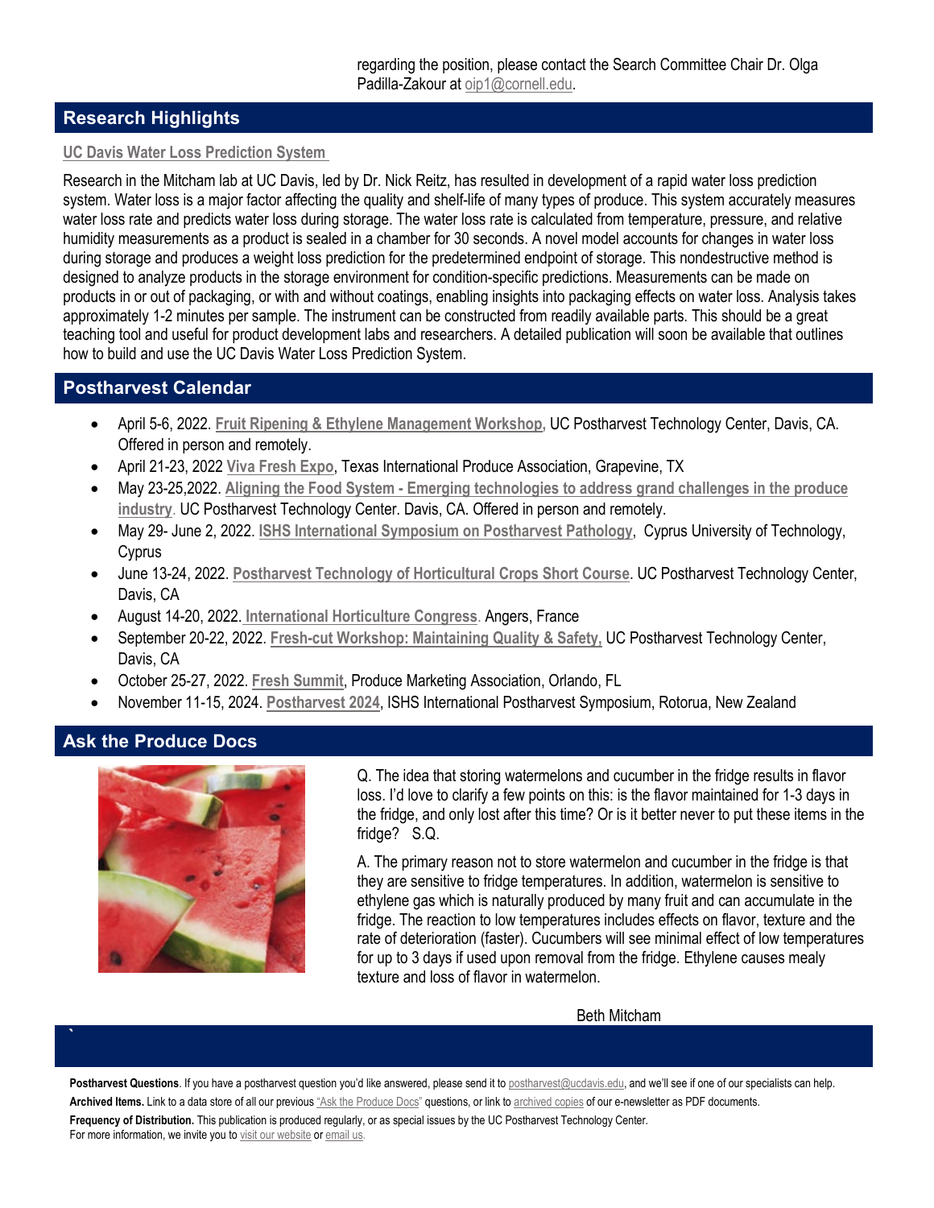regarding the position, please contact the Search Committee Chair Dr. Olga Padilla-Zakour at oip1@cornell.edu.

## Research Highlights

### UC Davis Water Loss Prediction System

Research in the Mitcham lab at UC Davis, led by Dr. Nick Reitz, has resulted in development of a rapid water loss prediction system. Water loss is a major factor affecting the quality and shelf-life of many types of produce. This system accurately measures water loss rate and predicts water loss during storage. The water loss rate is calculated from temperature, pressure, and relative humidity measurements as a product is sealed in a chamber for 30 seconds. A novel model accounts for changes in water loss during storage and produces a weight loss prediction for the predetermined endpoint of storage. This nondestructive method is designed to analyze products in the storage environment for condition-specific predictions. Measurements can be made on products in or out of packaging, or with and without coatings, enabling insights into packaging effects on water loss. Analysis takes approximately 1-2 minutes per sample. The instrument can be constructed from readily available parts. This should be a great teaching tool and useful for product development labs and researchers. A detailed publication will soon be available that outlines how to build and use the UC Davis Water Loss Prediction System.

## Postharvest Calendar

- April 5-6, 2022. **Fruit Ripening & Ethylene Management Workshop**, UC Postharvest Technology Center, Davis, CA. Offered in person and remotely.
- April 21-23, 2022 **Viva Fresh Expo**, Texas International Produce Association, Grapevine, TX
- May 23-25,2022. **Aligning the Food System - Emerging technologies to address grand challenges in the produce industry**. UC Postharvest Technology Center. Davis, CA. Offered in person and remotely.
- May 29- June 2, 2022. **ISHS International Symposium on Postharvest Pathology**, Cyprus University of Technology, Cyprus
- June 13-24, 2022. **Postharvest Technology of Horticultural Crops Short Course**. UC Postharvest Technology Center, Davis, CA
- August 14-20, 2022. **International Horticulture Congress**. Angers, France
- September 20-22, 2022. **Fresh-cut Workshop: Maintaining Quality & Safety**, UC Postharvest Technology Center, Davis, CA
- October 25-27, 2022. **Fresh Summit**, Produce Marketing Association, Orlando, FL
- November 11-15, 2024. **Postharvest 2024**, ISHS International Postharvest Symposium, Rotorua, New Zealand

## Ask the Produce Docs

Q. The idea that storing watermelons and cucumber in the fridge results in flavor loss. I'd love to clarify a few points on this: is the flavor maintained for 1-3 days in the fridge, and only lost after this time? Or is it better never to put these items in the fridge? S.Q.

A. The primary reason not to store watermelon and cucumber in the fridge is that they are sensitive to fridge temperatures. In addition, watermelon is sensitive to ethylene gas which is naturally produced by many fruit and can accumulate in the fridge. The reaction to low temperatures includes effects on flavor, texture and the rate of deterioration (faster). Cucumbers will see minimal effect of low temperatures for up to 3 days if used upon removal from the fridge. Ethylene causes mealy texture and loss of flavor in watermelon.

Beth Mitcham

**Postharvest Questions**. If you have a postharvest question you'd like answered, please send it to postharvest@ucdavis.edu, and we'll see if one of our specialists can help.

**Archived Items.** Link to a data store of all our previous "Ask the Produce Docs" questions, or link to archived copies of our e-newsletter as PDF documents.

**Frequency of Distribution.** This publication is produced regularly, or as special issues by the UC Postharvest Technology Center.

For more information, we invite you to visit our website or email us.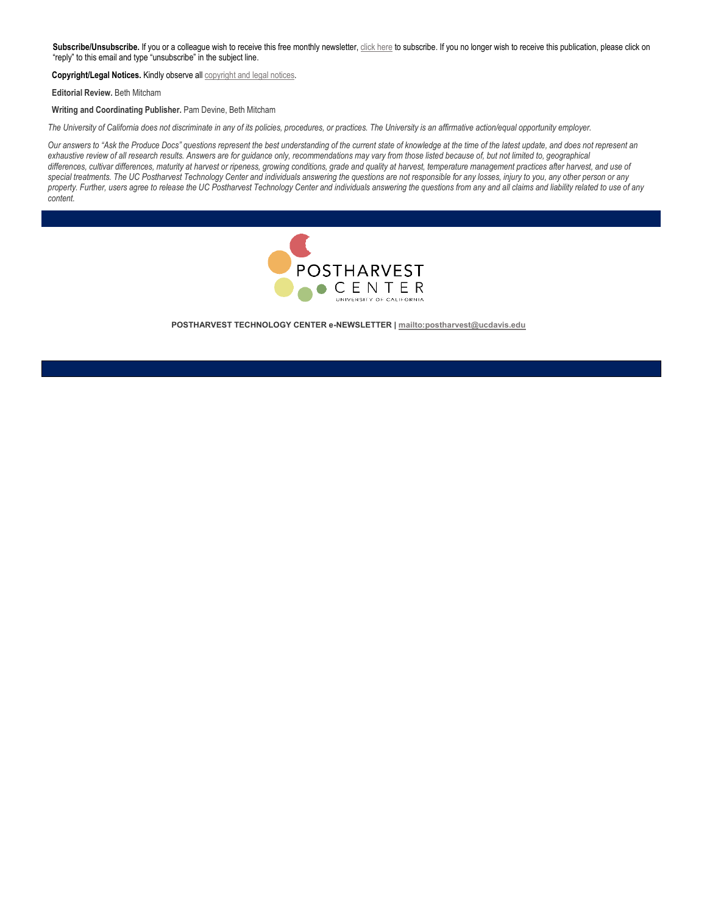**Subscribe/Unsubscribe.** If you or a colleague wish to receive this free monthly newsletter, click here to subscribe. If you no longer wish to receive this publication, please click on "reply" to this email and type "unsubscribe" in the subject line.

**Copyright/Legal Notices.** Kindly observe all copyright and legal notices.

**Editorial Review.** Beth Mitcham

**Writing and Coordinating Publisher.** Pam Devine, Beth Mitcham

*The University of California does not discriminate in any of its policies, procedures, or practices. The University is an affirmative action/equal opportunity employer.*

*Our answers to "Ask the Produce Docs" questions represent the best understanding of the current state of knowledge at the time of the latest update, and does not represent an exhaustive review of all research results. Answers are for guidance only, recommendations may vary from those listed because of, but not limited to, geographical differences, cultivar differences, maturity at harvest or ripeness, growing conditions, grade and quality at harvest, temperature management practices after harvest, and use of special treatments. The UC Postharvest Technology Center and individuals answering the questions are not responsible for any losses, injury to you, any other person or any property. Further, users agree to release the UC Postharvest Technology Center and individuals answering the questions from any and all claims and liability related to use of any content.*

POSTHARVEST CENTER
UNIVERSITY OF CALIFORNIA

**POSTHARVEST TECHNOLOGY CENTER e-NEWSLETTER | mailto:postharvest@ucdavis.edu**